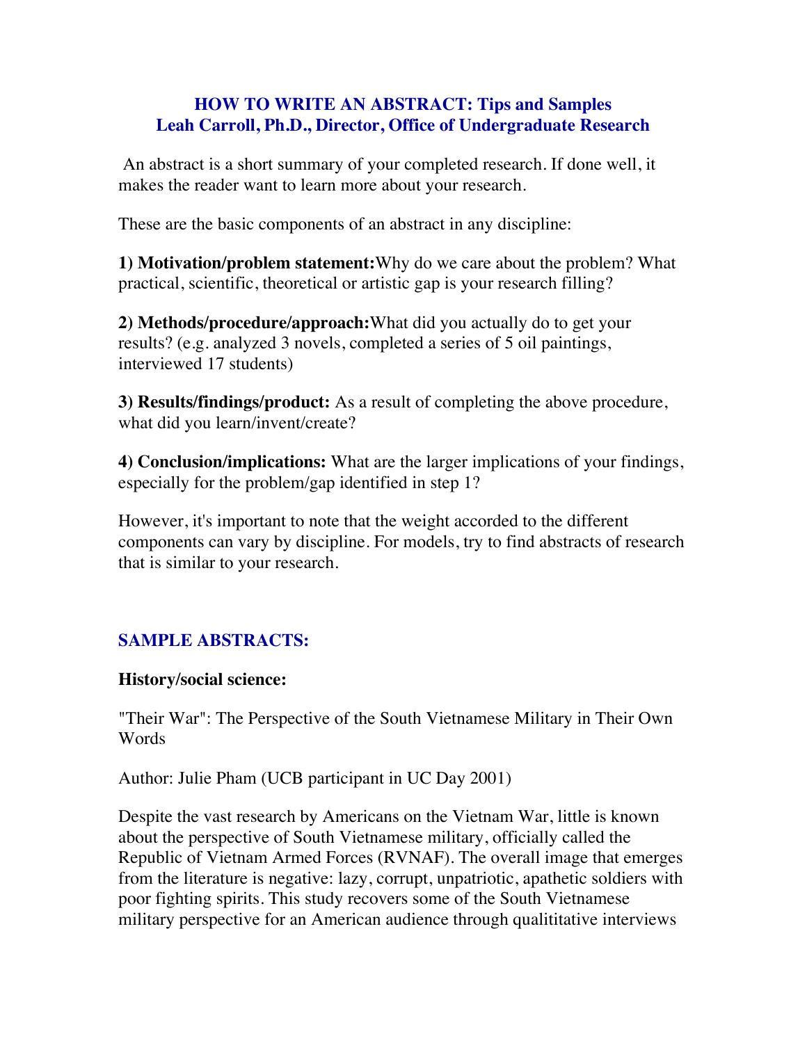# HOW TO WRITE AN ABSTRACT: Tips and Samples
## Leah Carroll, Ph.D., Director, Office of Undergraduate Research

An abstract is a short summary of your completed research. If done well, it makes the reader want to learn more about your research.

These are the basic components of an abstract in any discipline:

**1) Motivation/problem statement:** Why do we care about the problem? What practical, scientific, theoretical or artistic gap is your research filling?

**2) Methods/procedure/approach:** What did you actually do to get your results? (e.g. analyzed 3 novels, completed a series of 5 oil paintings, interviewed 17 students)

**3) Results/findings/product:** As a result of completing the above procedure, what did you learn/invent/create?

**4) Conclusion/implications:** What are the larger implications of your findings, especially for the problem/gap identified in step 1?

However, it's important to note that the weight accorded to the different components can vary by discipline. For models, try to find abstracts of research that is similar to your research.

## SAMPLE ABSTRACTS:

**History/social science:**

"Their War": The Perspective of the South Vietnamese Military in Their Own Words

Author: Julie Pham (UCB participant in UC Day 2001)

Despite the vast research by Americans on the Vietnam War, little is known about the perspective of South Vietnamese military, officially called the Republic of Vietnam Armed Forces (RVNAF). The overall image that emerges from the literature is negative: lazy, corrupt, unpatriotic, apathetic soldiers with poor fighting spirits. This study recovers some of the South Vietnamese military perspective for an American audience through qualititative interviews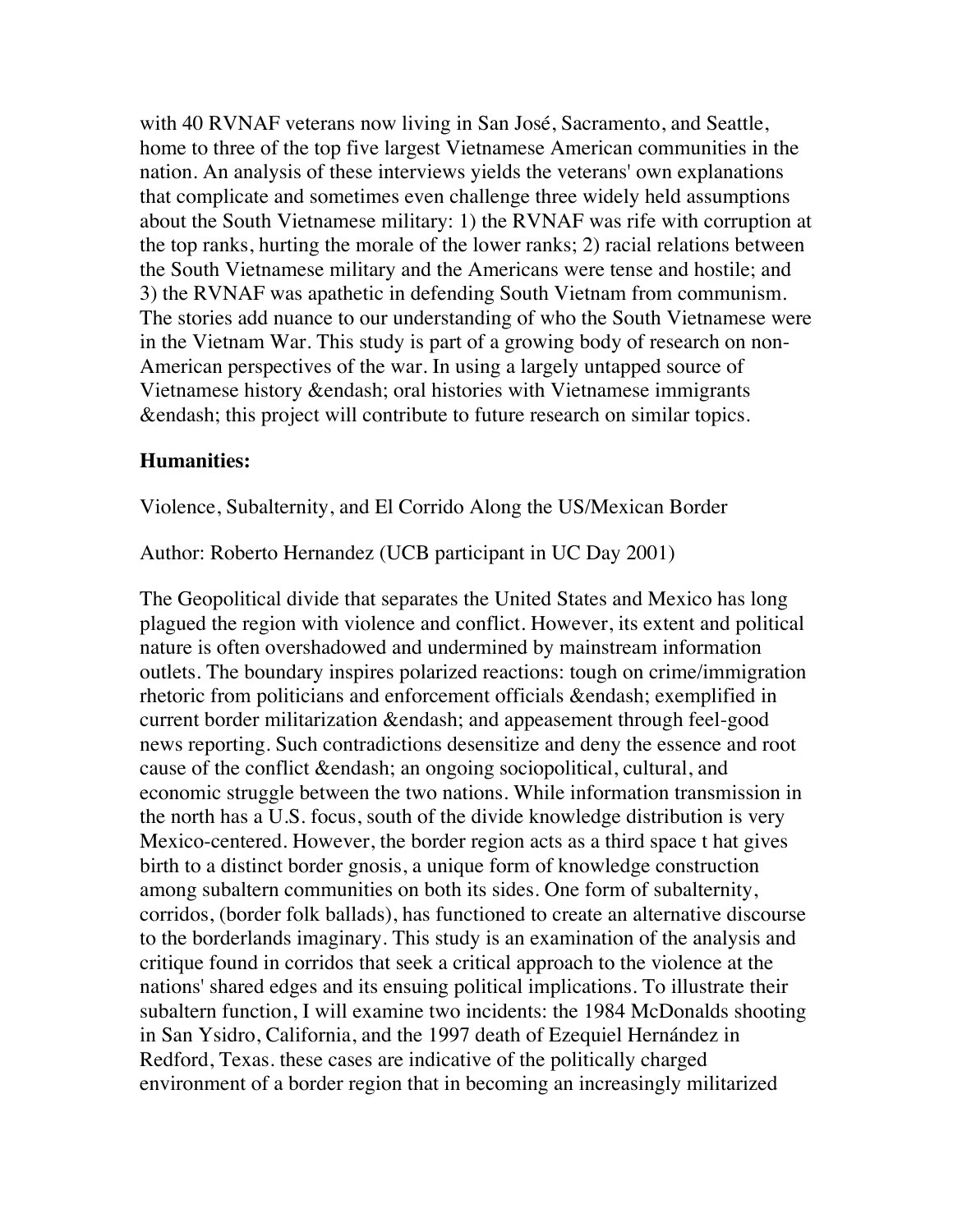with 40 RVNAF veterans now living in San José, Sacramento, and Seattle, home to three of the top five largest Vietnamese American communities in the nation. An analysis of these interviews yields the veterans' own explanations that complicate and sometimes even challenge three widely held assumptions about the South Vietnamese military: 1) the RVNAF was rife with corruption at the top ranks, hurting the morale of the lower ranks; 2) racial relations between the South Vietnamese military and the Americans were tense and hostile; and 3) the RVNAF was apathetic in defending South Vietnam from communism. The stories add nuance to our understanding of who the South Vietnamese were in the Vietnam War. This study is part of a growing body of research on non-American perspectives of the war. In using a largely untapped source of Vietnamese history &endash; oral histories with Vietnamese immigrants &endash; this project will contribute to future research on similar topics.

**Humanities:**

Violence, Subalternity, and El Corrido Along the US/Mexican Border

Author: Roberto Hernandez (UCB participant in UC Day 2001)

The Geopolitical divide that separates the United States and Mexico has long plagued the region with violence and conflict. However, its extent and political nature is often overshadowed and undermined by mainstream information outlets. The boundary inspires polarized reactions: tough on crime/immigration rhetoric from politicians and enforcement officials &endash; exemplified in current border militarization &endash; and appeasement through feel-good news reporting. Such contradictions desensitize and deny the essence and root cause of the conflict &endash; an ongoing sociopolitical, cultural, and economic struggle between the two nations. While information transmission in the north has a U.S. focus, south of the divide knowledge distribution is very Mexico-centered. However, the border region acts as a third space t hat gives birth to a distinct border gnosis, a unique form of knowledge construction among subaltern communities on both its sides. One form of subalternity, corridos, (border folk ballads), has functioned to create an alternative discourse to the borderlands imaginary. This study is an examination of the analysis and critique found in corridos that seek a critical approach to the violence at the nations' shared edges and its ensuing political implications. To illustrate their subaltern function, I will examine two incidents: the 1984 McDonalds shooting in San Ysidro, California, and the 1997 death of Ezequiel Hernández in Redford, Texas. these cases are indicative of the politically charged environment of a border region that in becoming an increasingly militarized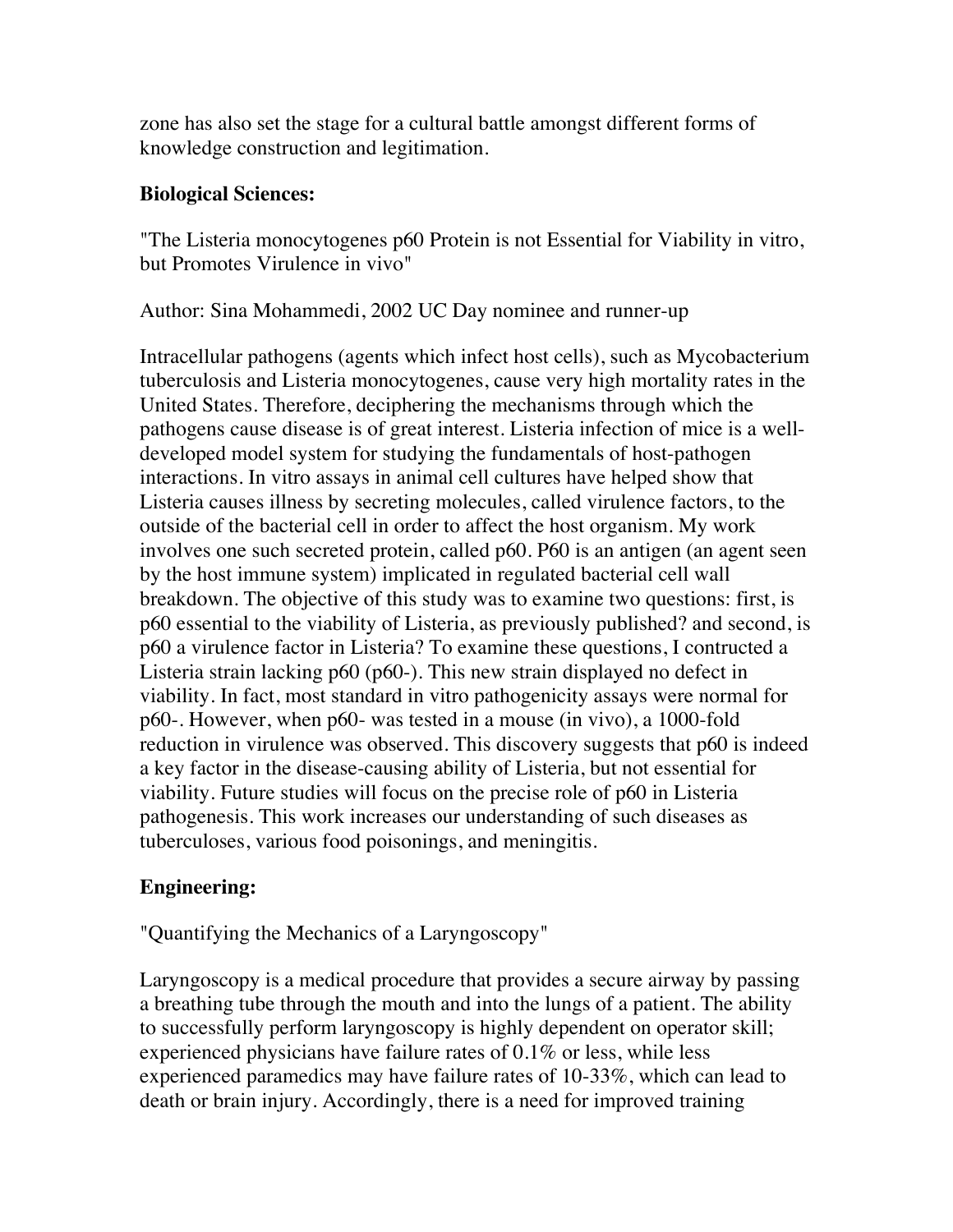zone has also set the stage for a cultural battle amongst different forms of knowledge construction and legitimation.

**Biological Sciences:**

"The Listeria monocytogenes p60 Protein is not Essential for Viability in vitro, but Promotes Virulence in vivo"

Author: Sina Mohammedi, 2002 UC Day nominee and runner-up

Intracellular pathogens (agents which infect host cells), such as Mycobacterium tuberculosis and Listeria monocytogenes, cause very high mortality rates in the United States. Therefore, deciphering the mechanisms through which the pathogens cause disease is of great interest. Listeria infection of mice is a well-developed model system for studying the fundamentals of host-pathogen interactions. In vitro assays in animal cell cultures have helped show that Listeria causes illness by secreting molecules, called virulence factors, to the outside of the bacterial cell in order to affect the host organism. My work involves one such secreted protein, called p60. P60 is an antigen (an agent seen by the host immune system) implicated in regulated bacterial cell wall breakdown. The objective of this study was to examine two questions: first, is p60 essential to the viability of Listeria, as previously published? and second, is p60 a virulence factor in Listeria? To examine these questions, I contructed a Listeria strain lacking p60 (p60-). This new strain displayed no defect in viability. In fact, most standard in vitro pathogenicity assays were normal for p60-. However, when p60- was tested in a mouse (in vivo), a 1000-fold reduction in virulence was observed. This discovery suggests that p60 is indeed a key factor in the disease-causing ability of Listeria, but not essential for viability. Future studies will focus on the precise role of p60 in Listeria pathogenesis. This work increases our understanding of such diseases as tuberculoses, various food poisonings, and meningitis.

**Engineering:**

"Quantifying the Mechanics of a Laryngoscopy"

Laryngoscopy is a medical procedure that provides a secure airway by passing a breathing tube through the mouth and into the lungs of a patient. The ability to successfully perform laryngoscopy is highly dependent on operator skill; experienced physicians have failure rates of 0.1% or less, while less experienced paramedics may have failure rates of 10-33%, which can lead to death or brain injury. Accordingly, there is a need for improved training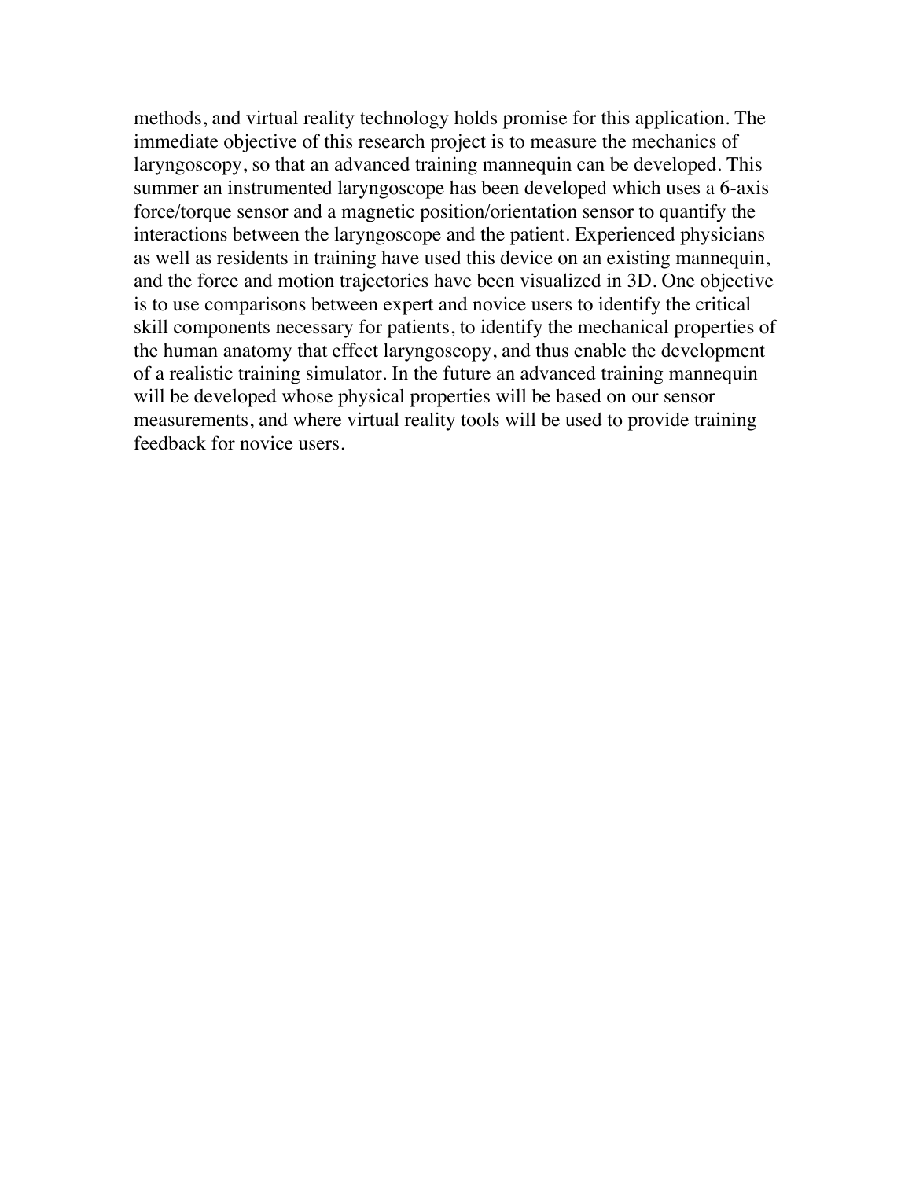methods, and virtual reality technology holds promise for this application. The immediate objective of this research project is to measure the mechanics of laryngoscopy, so that an advanced training mannequin can be developed. This summer an instrumented laryngoscope has been developed which uses a 6-axis force/torque sensor and a magnetic position/orientation sensor to quantify the interactions between the laryngoscope and the patient. Experienced physicians as well as residents in training have used this device on an existing mannequin, and the force and motion trajectories have been visualized in 3D. One objective is to use comparisons between expert and novice users to identify the critical skill components necessary for patients, to identify the mechanical properties of the human anatomy that effect laryngoscopy, and thus enable the development of a realistic training simulator. In the future an advanced training mannequin will be developed whose physical properties will be based on our sensor measurements, and where virtual reality tools will be used to provide training feedback for novice users.